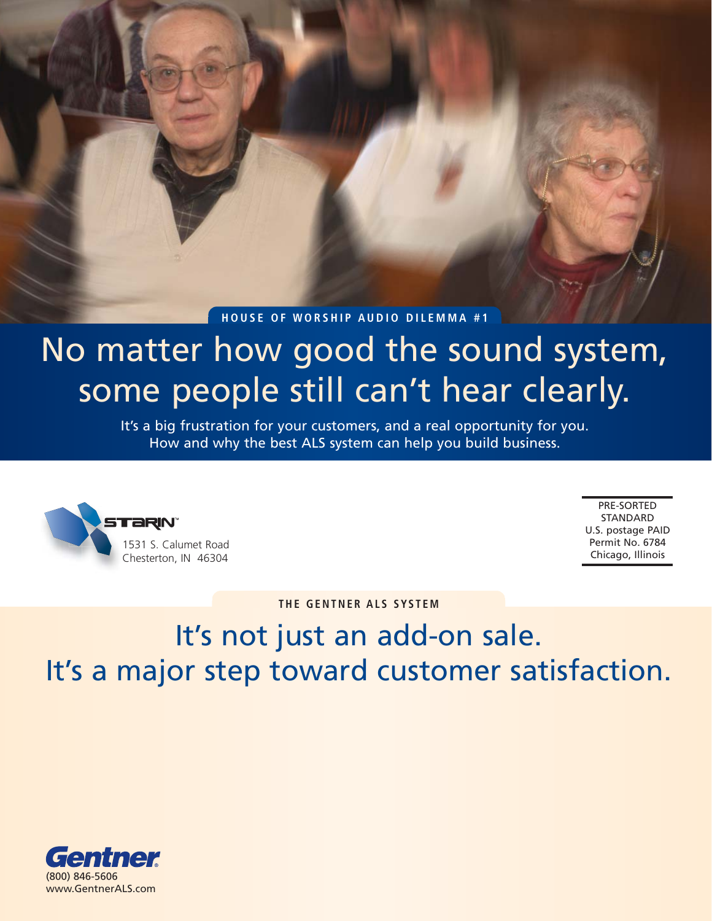HOUSE OF WORSHIP AUDIO DILEMMA #1

# No matter how good the sound system, some people still can't hear clearly.

It's a big frustration for your customers, and a real opportunity for you. How and why the best ALS system can help you build business.

STARIN™
1531 S. Calumet Road
Chesterton, IN 46304

PRE-SORTED
STANDARD
U.S. postage PAID
Permit No. 6784
Chicago, Illinois

THE GENTNER ALS SYSTEM

# It's not just an add-on sale. It's a major step toward customer satisfaction.

Gentner®
(800) 846-5606
www.GentnerALS.com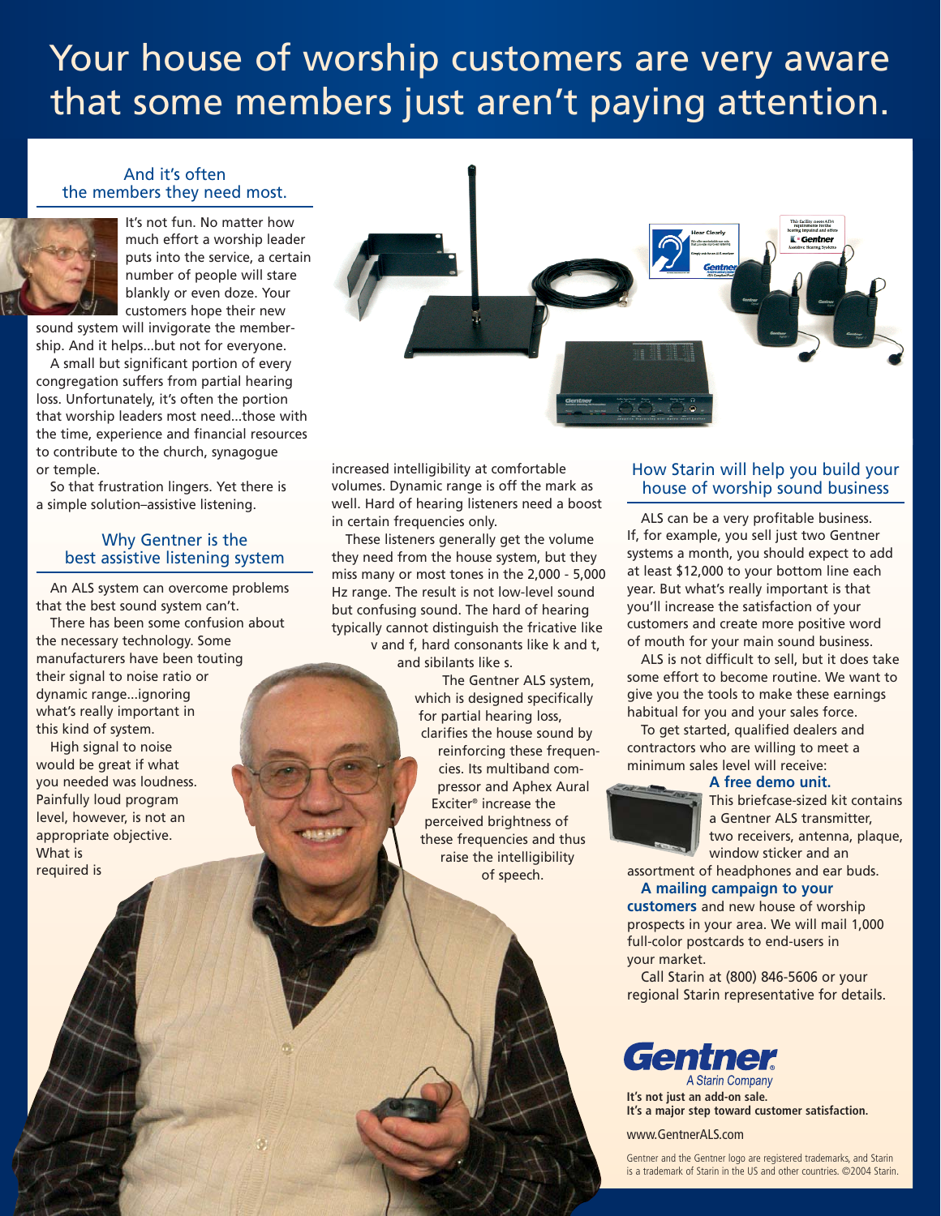# Your house of worship customers are very aware that some members just aren't paying attention.

## And it's often the members they need most.

It's not fun. No matter how much effort a worship leader puts into the service, a certain number of people will stare blankly or even doze. Your customers hope their new sound system will invigorate the membership. And it helps...but not for everyone.

A small but significant portion of every congregation suffers from partial hearing loss. Unfortunately, it's often the portion that worship leaders most need...those with the time, experience and financial resources to contribute to the church, synagogue or temple.

So that frustration lingers. Yet there is a simple solution–assistive listening.

## Why Gentner is the best assistive listening system

An ALS system can overcome problems that the best sound system can't.

There has been some confusion about the necessary technology. Some manufacturers have been touting their signal to noise ratio or dynamic range...ignoring what's really important in this kind of system.

High signal to noise would be great if what you needed was loudness. Painfully loud program level, however, is not an appropriate objective. What is required is increased intelligibility at comfortable volumes. Dynamic range is off the mark as well. Hard of hearing listeners need a boost in certain frequencies only.

These listeners generally get the volume they need from the house system, but they miss many or most tones in the 2,000 - 5,000 Hz range. The result is not low-level sound but confusing sound. The hard of hearing typically cannot distinguish the fricative like v and f, hard consonants like k and t, and sibilants like s.

The Gentner ALS system, which is designed specifically for partial hearing loss, clarifies the house sound by reinforcing these frequencies. Its multiband compressor and Aphex Aural Exciter® increase the perceived brightness of these frequencies and thus raise the intelligibility of speech.

## How Starin will help you build your house of worship sound business

ALS can be a very profitable business. If, for example, you sell just two Gentner systems a month, you should expect to add at least $12,000 to your bottom line each year. But what's really important is that you'll increase the satisfaction of your customers and create more positive word of mouth for your main sound business.

ALS is not difficult to sell, but it does take some effort to become routine. We want to give you the tools to make these earnings habitual for you and your sales force.

To get started, qualified dealers and contractors who are willing to meet a minimum sales level will receive:

**A free demo unit.** This briefcase-sized kit contains a Gentner ALS transmitter, two receivers, antenna, plaque, window sticker and an assortment of headphones and ear buds.

**A mailing campaign to your customers** and new house of worship prospects in your area. We will mail 1,000 full-color postcards to end-users in your market.

Call Starin at (800) 846-5606 or your regional Starin representative for details.

Gentner
A Starin Company

**It's not just an add-on sale.**
**It's a major step toward customer satisfaction.**

www.GentnerALS.com

Gentner and the Gentner logo are registered trademarks, and Starin is a trademark of Starin in the US and other countries. ©2004 Starin.